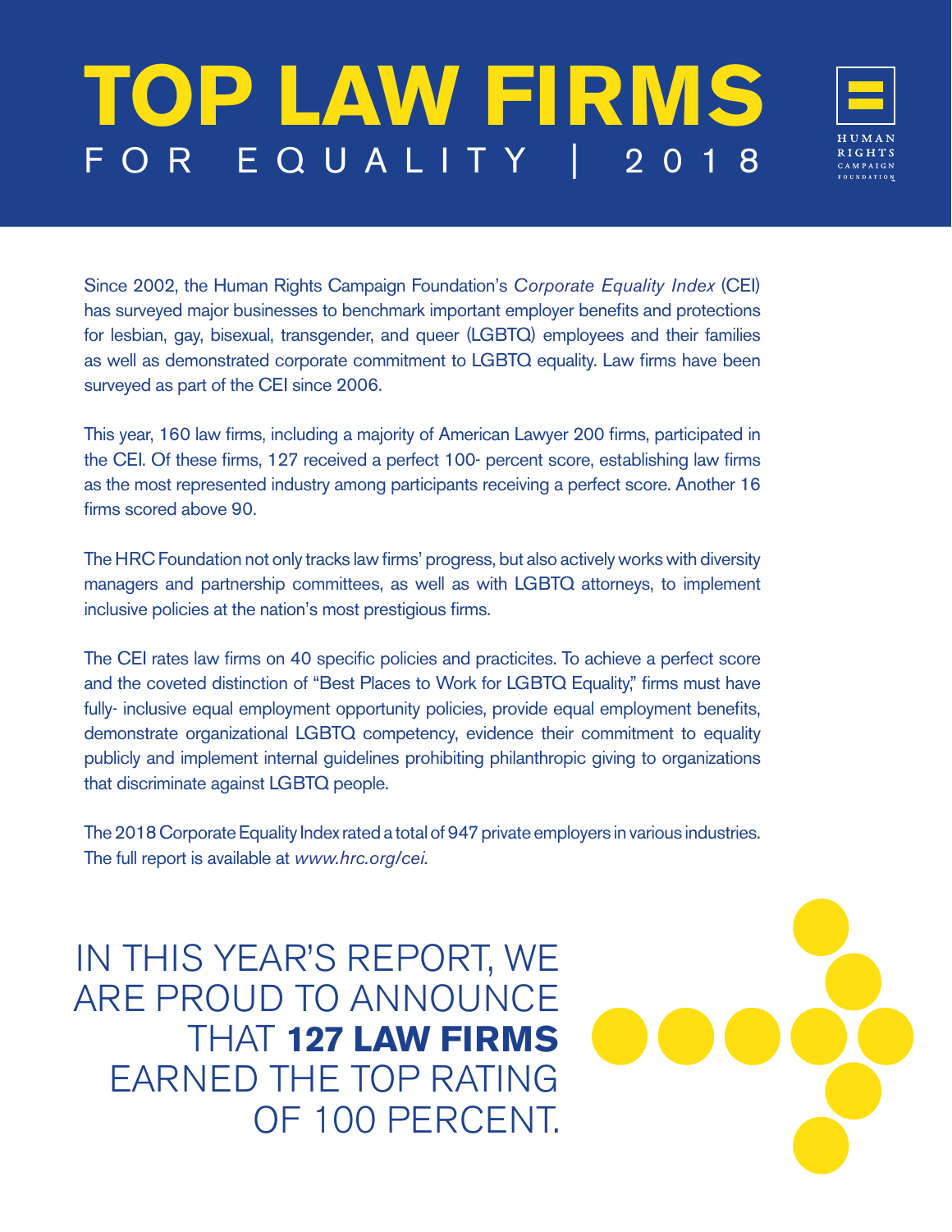# TOP LAW FIRMS

## FOR EQUALITY | 2018

HUMAN RIGHTS CAMPAIGN FOUNDATION

Since 2002, the Human Rights Campaign Foundation's *Corporate Equality Index* (CEI) has surveyed major businesses to benchmark important employer benefits and protections for lesbian, gay, bisexual, transgender, and queer (LGBTQ) employees and their families as well as demonstrated corporate commitment to LGBTQ equality. Law firms have been surveyed as part of the CEI since 2006.

This year, 160 law firms, including a majority of American Lawyer 200 firms, participated in the CEI. Of these firms, 127 received a perfect 100- percent score, establishing law firms as the most represented industry among participants receiving a perfect score. Another 16 firms scored above 90.

The HRC Foundation not only tracks law firms' progress, but also actively works with diversity managers and partnership committees, as well as with LGBTQ attorneys, to implement inclusive policies at the nation's most prestigious firms.

The CEI rates law firms on 40 specific policies and practicites. To achieve a perfect score and the coveted distinction of "Best Places to Work for LGBTQ Equality," firms must have fully- inclusive equal employment opportunity policies, provide equal employment benefits, demonstrate organizational LGBTQ competency, evidence their commitment to equality publicly and implement internal guidelines prohibiting philanthropic giving to organizations that discriminate against LGBTQ people.

The 2018 Corporate Equality Index rated a total of 947 private employers in various industries. The full report is available at *www.hrc.org/cei.*

IN THIS YEAR'S REPORT, WE ARE PROUD TO ANNOUNCE THAT **127 LAW FIRMS** EARNED THE TOP RATING OF 100 PERCENT.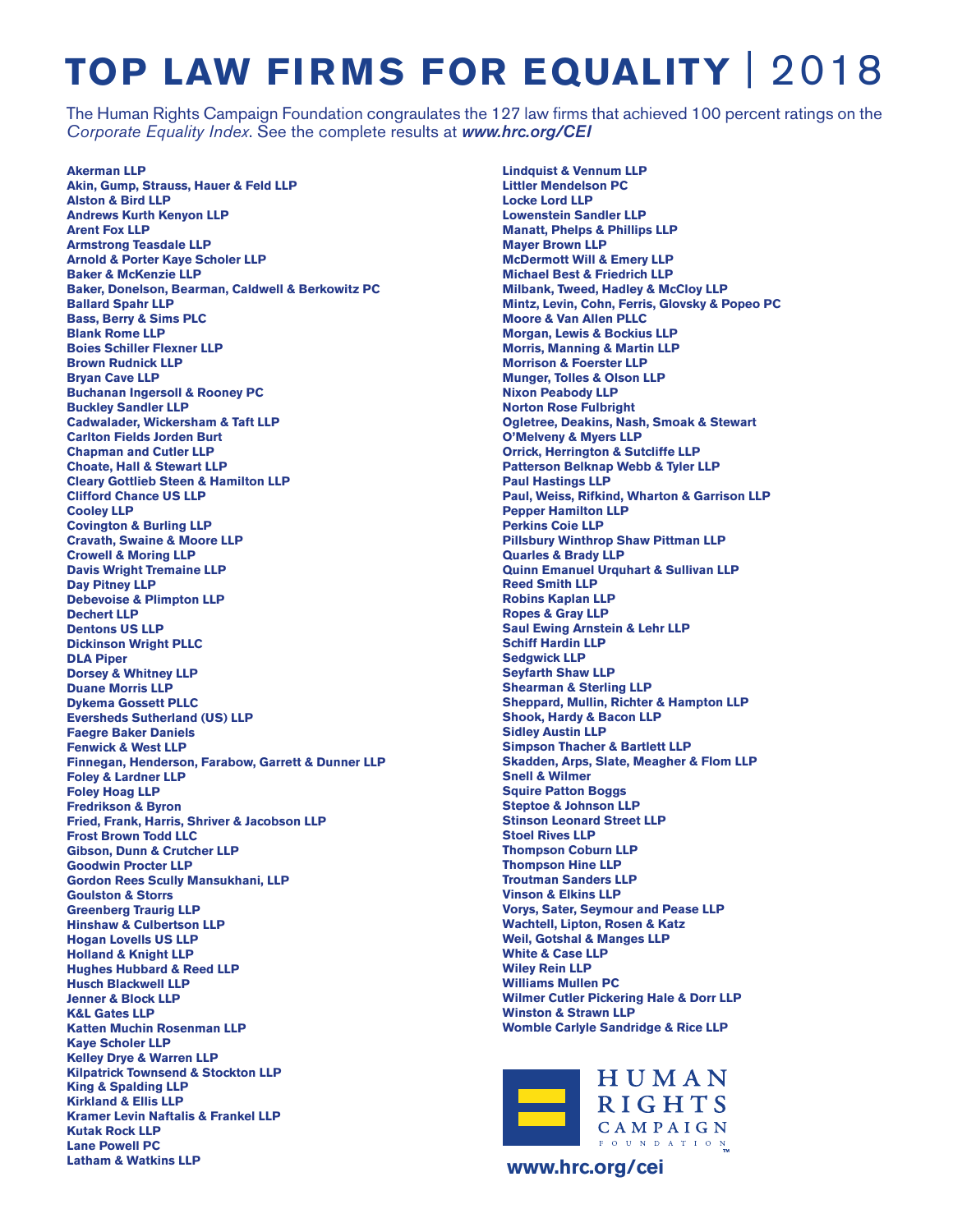# TOP LAW FIRMS FOR EQUALITY | 2018

The Human Rights Campaign Foundation congraulates the 127 law firms that achieved 100 percent ratings on the *Corporate Equality Index*. See the complete results at ***www.hrc.org/CEI***

**Akerman LLP**
**Akin, Gump, Strauss, Hauer & Feld LLP**
**Alston & Bird LLP**
**Andrews Kurth Kenyon LLP**
**Arent Fox LLP**
**Armstrong Teasdale LLP**
**Arnold & Porter Kaye Scholer LLP**
**Baker & McKenzie LLP**
**Baker, Donelson, Bearman, Caldwell & Berkowitz PC**
**Ballard Spahr LLP**
**Bass, Berry & Sims PLC**
**Blank Rome LLP**
**Boies Schiller Flexner LLP**
**Brown Rudnick LLP**
**Bryan Cave LLP**
**Buchanan Ingersoll & Rooney PC**
**Buckley Sandler LLP**
**Cadwalader, Wickersham & Taft LLP**
**Carlton Fields Jorden Burt**
**Chapman and Cutler LLP**
**Choate, Hall & Stewart LLP**
**Cleary Gottlieb Steen & Hamilton LLP**
**Clifford Chance US LLP**
**Cooley LLP**
**Covington & Burling LLP**
**Cravath, Swaine & Moore LLP**
**Crowell & Moring LLP**
**Davis Wright Tremaine LLP**
**Day Pitney LLP**
**Debevoise & Plimpton LLP**
**Dechert LLP**
**Dentons US LLP**
**Dickinson Wright PLLC**
**DLA Piper**
**Dorsey & Whitney LLP**
**Duane Morris LLP**
**Dykema Gossett PLLC**
**Eversheds Sutherland (US) LLP**
**Faegre Baker Daniels**
**Fenwick & West LLP**
**Finnegan, Henderson, Farabow, Garrett & Dunner LLP**
**Foley & Lardner LLP**
**Foley Hoag LLP**
**Fredrikson & Byron**
**Fried, Frank, Harris, Shriver & Jacobson LLP**
**Frost Brown Todd LLC**
**Gibson, Dunn & Crutcher LLP**
**Goodwin Procter LLP**
**Gordon Rees Scully Mansukhani, LLP**
**Goulston & Storrs**
**Greenberg Traurig LLP**
**Hinshaw & Culbertson LLP**
**Hogan Lovells US LLP**
**Holland & Knight LLP**
**Hughes Hubbard & Reed LLP**
**Husch Blackwell LLP**
**Jenner & Block LLP**
**K&L Gates LLP**
**Katten Muchin Rosenman LLP**
**Kaye Scholer LLP**
**Kelley Drye & Warren LLP**
**Kilpatrick Townsend & Stockton LLP**
**King & Spalding LLP**
**Kirkland & Ellis LLP**
**Kramer Levin Naftalis & Frankel LLP**
**Kutak Rock LLP**
**Lane Powell PC**
**Latham & Watkins LLP**
**Lindquist & Vennum LLP**
**Littler Mendelson PC**
**Locke Lord LLP**
**Lowenstein Sandler LLP**
**Manatt, Phelps & Phillips LLP**
**Mayer Brown LLP**
**McDermott Will & Emery LLP**
**Michael Best & Friedrich LLP**
**Milbank, Tweed, Hadley & McCloy LLP**
**Mintz, Levin, Cohn, Ferris, Glovsky & Popeo PC**
**Moore & Van Allen PLLC**
**Morgan, Lewis & Bockius LLP**
**Morris, Manning & Martin LLP**
**Morrison & Foerster LLP**
**Munger, Tolles & Olson LLP**
**Nixon Peabody LLP**
**Norton Rose Fulbright**
**Ogletree, Deakins, Nash, Smoak & Stewart**
**O'Melveny & Myers LLP**
**Orrick, Herrington & Sutcliffe LLP**
**Patterson Belknap Webb & Tyler LLP**
**Paul Hastings LLP**
**Paul, Weiss, Rifkind, Wharton & Garrison LLP**
**Pepper Hamilton LLP**
**Perkins Coie LLP**
**Pillsbury Winthrop Shaw Pittman LLP**
**Quarles & Brady LLP**
**Quinn Emanuel Urquhart & Sullivan LLP**
**Reed Smith LLP**
**Robins Kaplan LLP**
**Ropes & Gray LLP**
**Saul Ewing Arnstein & Lehr LLP**
**Schiff Hardin LLP**
**Sedgwick LLP**
**Seyfarth Shaw LLP**
**Shearman & Sterling LLP**
**Sheppard, Mullin, Richter & Hampton LLP**
**Shook, Hardy & Bacon LLP**
**Sidley Austin LLP**
**Simpson Thacher & Bartlett LLP**
**Skadden, Arps, Slate, Meagher & Flom LLP**
**Snell & Wilmer**
**Squire Patton Boggs**
**Steptoe & Johnson LLP**
**Stinson Leonard Street LLP**
**Stoel Rives LLP**
**Thompson Coburn LLP**
**Thompson Hine LLP**
**Troutman Sanders LLP**
**Vinson & Elkins LLP**
**Vorys, Sater, Seymour and Pease LLP**
**Wachtell, Lipton, Rosen & Katz**
**Weil, Gotshal & Manges LLP**
**White & Case LLP**
**Wiley Rein LLP**
**Williams Mullen PC**
**Wilmer Cutler Pickering Hale & Dorr LLP**
**Winston & Strawn LLP**
**Womble Carlyle Sandridge & Rice LLP**

HUMAN RIGHTS CAMPAIGN FOUNDATION

**www.hrc.org/cei**